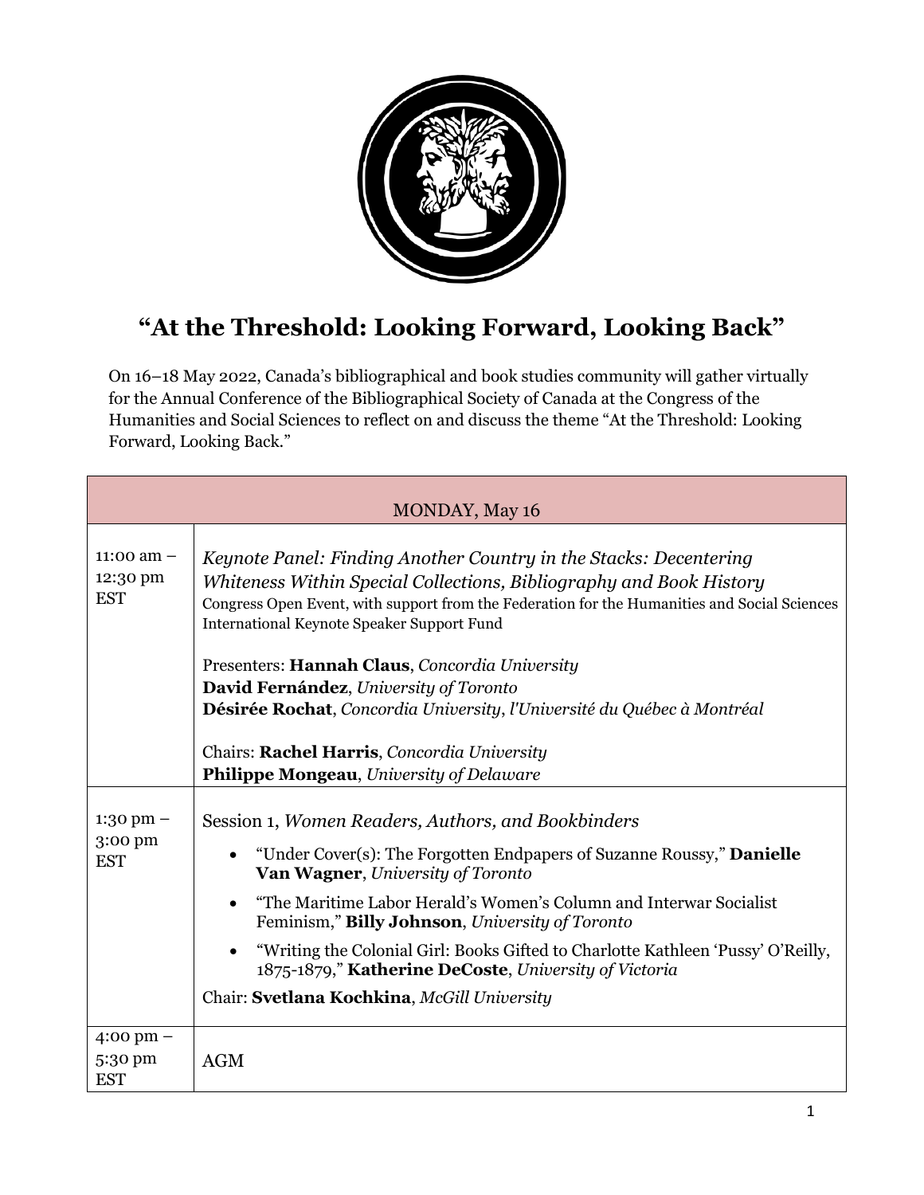# "At the Threshold: Looking Forward, Looking Back"

On 16–18 May 2022, Canada's bibliographical and book studies community will gather virtually for the Annual Conference of the Bibliographical Society of Canada at the Congress of the Humanities and Social Sciences to reflect on and discuss the theme "At the Threshold: Looking Forward, Looking Back."

| MONDAY, May 16 | |
|---|---|
| 11:00 am – 12:30 pm EST | *Keynote Panel: Finding Another Country in the Stacks: Decentering Whiteness Within Special Collections, Bibliography and Book History*<br>Congress Open Event, with support from the Federation for the Humanities and Social Sciences International Keynote Speaker Support Fund<br><br>Presenters: **Hannah Claus**, *Concordia University*<br>**David Fernández**, *University of Toronto*<br>**Désirée Rochat**, *Concordia University*, *l'Université du Québec à Montréal*<br><br>Chairs: **Rachel Harris**, *Concordia University*<br>**Philippe Mongeau**, *University of Delaware* |
| 1:30 pm – 3:00 pm EST | Session 1, *Women Readers, Authors, and Bookbinders*<br>• "Under Cover(s): The Forgotten Endpapers of Suzanne Roussy," **Danielle Van Wagner**, *University of Toronto*<br>• "The Maritime Labor Herald's Women's Column and Interwar Socialist Feminism," **Billy Johnson**, *University of Toronto*<br>• "Writing the Colonial Girl: Books Gifted to Charlotte Kathleen 'Pussy' O'Reilly, 1875-1879," **Katherine DeCoste**, *University of Victoria*<br>Chair: **Svetlana Kochkina**, *McGill University* |
| 4:00 pm – 5:30 pm EST | AGM |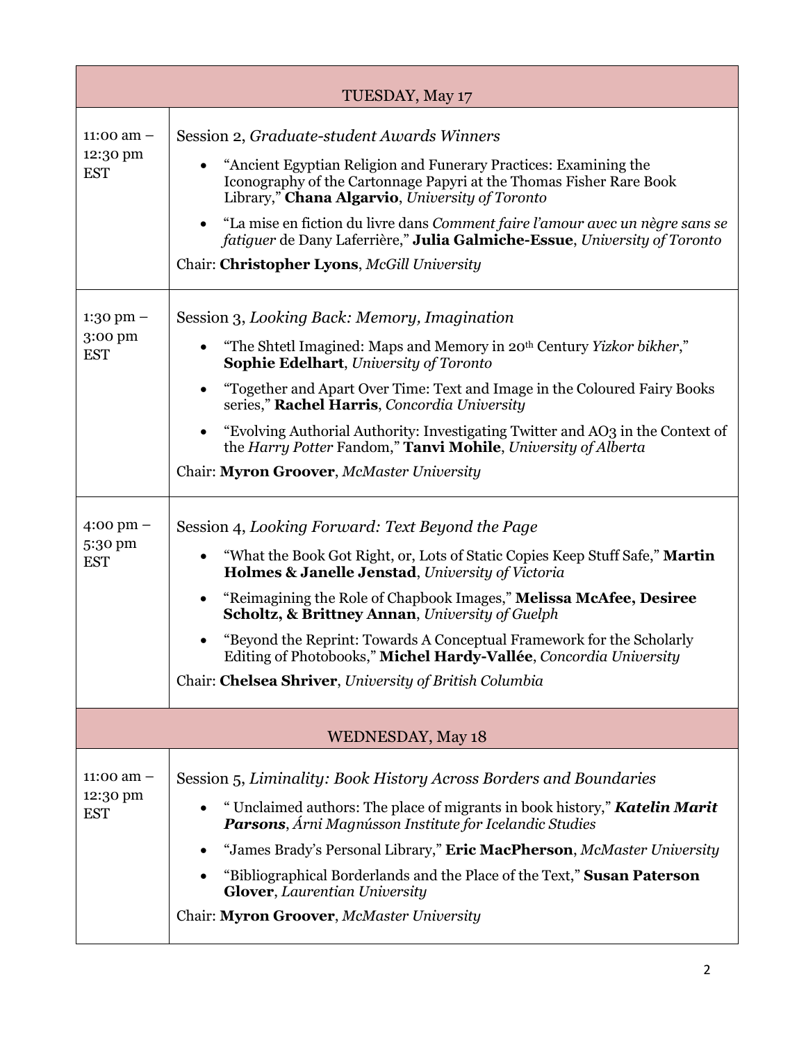| TUESDAY, May 17 | |
|---|---|
| 11:00 am – 12:30 pm EST | Session 2, *Graduate-student Awards Winners*<br>• "Ancient Egyptian Religion and Funerary Practices: Examining the Iconography of the Cartonnage Papyri at the Thomas Fisher Rare Book Library," **Chana Algarvio**, *University of Toronto*<br>• "La mise en fiction du livre dans *Comment faire l'amour avec un nègre sans se fatiguer* de Dany Laferrière," **Julia Galmiche-Essue**, *University of Toronto*<br>Chair: **Christopher Lyons**, *McGill University* |
| 1:30 pm – 3:00 pm EST | Session 3, *Looking Back: Memory, Imagination*<br>• "The Shtetl Imagined: Maps and Memory in 20th Century *Yizkor bikher*," **Sophie Edelhart**, *University of Toronto*<br>• "Together and Apart Over Time: Text and Image in the Coloured Fairy Books series," **Rachel Harris**, *Concordia University*<br>• "Evolving Authorial Authority: Investigating Twitter and AO3 in the Context of the *Harry Potter* Fandom," **Tanvi Mohile**, *University of Alberta*<br>Chair: **Myron Groover**, *McMaster University* |
| 4:00 pm – 5:30 pm EST | Session 4, *Looking Forward: Text Beyond the Page*<br>• "What the Book Got Right, or, Lots of Static Copies Keep Stuff Safe," **Martin Holmes & Janelle Jenstad**, *University of Victoria*<br>• "Reimagining the Role of Chapbook Images," **Melissa McAfee, Desiree Scholtz, & Brittney Annan**, *University of Guelph*<br>• "Beyond the Reprint: Towards A Conceptual Framework for the Scholarly Editing of Photobooks," **Michel Hardy-Vallée**, *Concordia University*<br>Chair: **Chelsea Shriver**, *University of British Columbia* |
| **WEDNESDAY, May 18** | |
| 11:00 am – 12:30 pm EST | Session 5, *Liminality: Book History Across Borders and Boundaries*<br>• " Unclaimed authors: The place of migrants in book history," ***Katelin Marit Parsons***, *Árni Magnússon Institute for Icelandic Studies*<br>• "James Brady's Personal Library," **Eric MacPherson**, *McMaster University*<br>• "Bibliographical Borderlands and the Place of the Text," **Susan Paterson Glover**, *Laurentian University*<br>Chair: **Myron Groover**, *McMaster University* |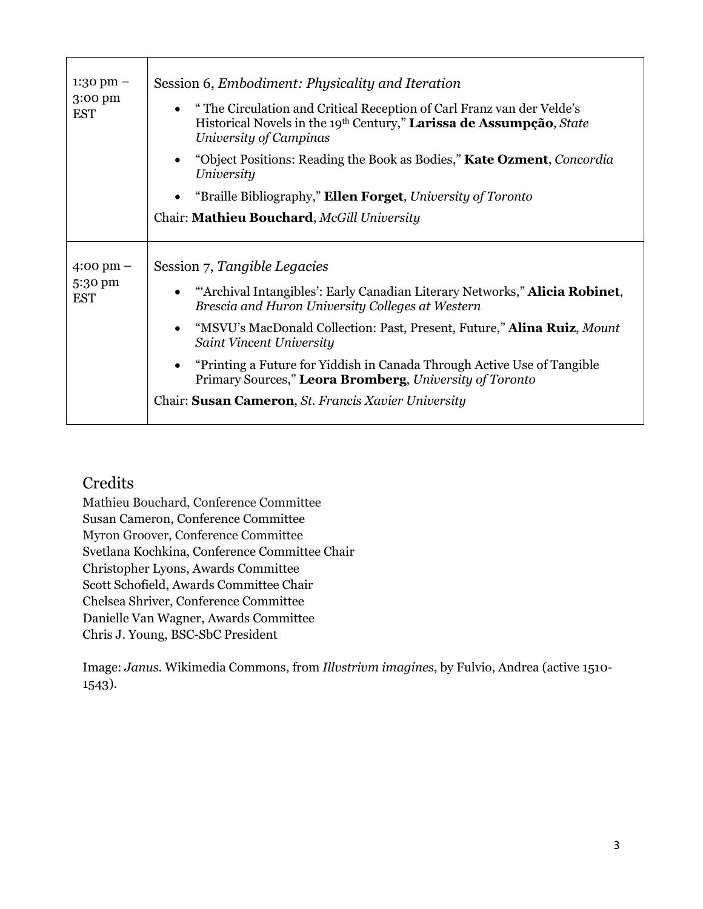| | |
|---|---|
| 1:30 pm – 3:00 pm EST | Session 6, *Embodiment: Physicality and Iteration*<br>• " The Circulation and Critical Reception of Carl Franz van der Velde's Historical Novels in the 19th Century," **Larissa de Assumpção**, *State University of Campinas*<br>• "Object Positions: Reading the Book as Bodies," **Kate Ozment**, *Concordia University*<br>• "Braille Bibliography," **Ellen Forget**, *University of Toronto*<br>Chair: **Mathieu Bouchard**, *McGill University* |
| 4:00 pm – 5:30 pm EST | Session 7, *Tangible Legacies*<br>• "'Archival Intangibles': Early Canadian Literary Networks," **Alicia Robinet**, *Brescia and Huron University Colleges at Western*<br>• "MSVU's MacDonald Collection: Past, Present, Future," **Alina Ruiz**, *Mount Saint Vincent University*<br>• "Printing a Future for Yiddish in Canada Through Active Use of Tangible Primary Sources," **Leora Bromberg**, *University of Toronto*<br>Chair: **Susan Cameron**, *St. Francis Xavier University* |

## Credits

Mathieu Bouchard, Conference Committee
Susan Cameron, Conference Committee
Myron Groover, Conference Committee
Svetlana Kochkina, Conference Committee Chair
Christopher Lyons, Awards Committee
Scott Schofield, Awards Committee Chair
Chelsea Shriver, Conference Committee
Danielle Van Wagner, Awards Committee
Chris J. Young, BSC-SbC President

Image: *Janus.* Wikimedia Commons, from *Illvstrivm imagines*, by Fulvio, Andrea (active 1510-1543).